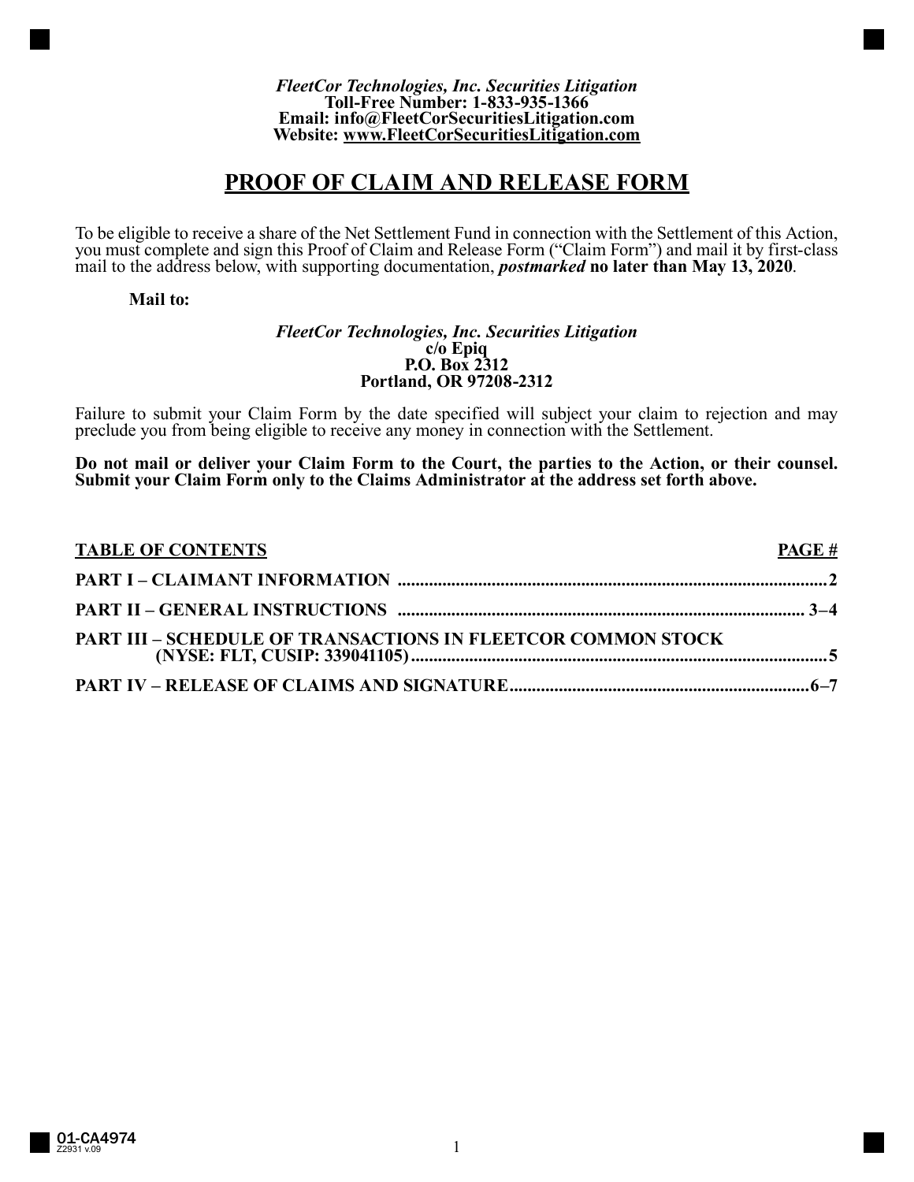*FleetCor Technologies, Inc. Securities Litigation*
**Toll-Free Number: 1-833-935-1366**
**Email: info@FleetCorSecuritiesLitigation.com**
**Website: www.FleetCorSecuritiesLitigation.com**

# PROOF OF CLAIM AND RELEASE FORM

To be eligible to receive a share of the Net Settlement Fund in connection with the Settlement of this Action, you must complete and sign this Proof of Claim and Release Form ("Claim Form") and mail it by first-class mail to the address below, with supporting documentation, ***postmarked*** **no later than May 13, 2020**.

**Mail to:**

*FleetCor Technologies, Inc. Securities Litigation*
**c/o Epiq**
**P.O. Box 2312**
**Portland, OR 97208-2312**

Failure to submit your Claim Form by the date specified will subject your claim to rejection and may preclude you from being eligible to receive any money in connection with the Settlement.

**Do not mail or deliver your Claim Form to the Court, the parties to the Action, or their counsel. Submit your Claim Form only to the Claims Administrator at the address set forth above.**

| TABLE OF CONTENTS | PAGE # |
|---|---|
| PART I – CLAIMANT INFORMATION | 2 |
| PART II – GENERAL INSTRUCTIONS | 3–4 |
| PART III – SCHEDULE OF TRANSACTIONS IN FLEETCOR COMMON STOCK (NYSE: FLT, CUSIP: 339041105) | 5 |
| PART IV – RELEASE OF CLAIMS AND SIGNATURE | 6–7 |

01-CA4974
Z2931 v.09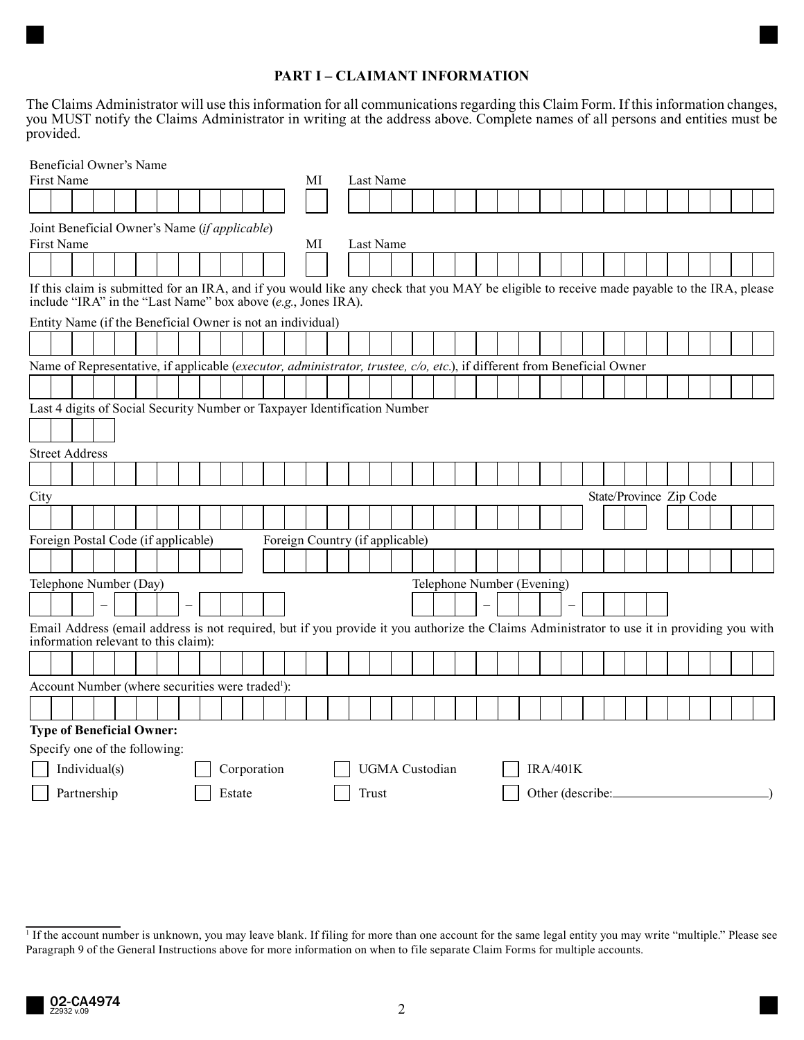## PART I – CLAIMANT INFORMATION

The Claims Administrator will use this information for all communications regarding this Claim Form. If this information changes, you MUST notify the Claims Administrator in writing at the address above. Complete names of all persons and entities must be provided.

Beneficial Owner's Name

First Name ____________________ MI ___ Last Name ____________________

Joint Beneficial Owner's Name (*if applicable*)

First Name ____________________ MI ___ Last Name ____________________

If this claim is submitted for an IRA, and if you would like any check that you MAY be eligible to receive made payable to the IRA, please include "IRA" in the "Last Name" box above (*e.g.*, Jones IRA).

Entity Name (if the Beneficial Owner is not an individual)

____________________

Name of Representative, if applicable (*executor, administrator, trustee, c/o, etc.*), if different from Beneficial Owner

____________________

Last 4 digits of Social Security Number or Taxpayer Identification Number

____

Street Address

____________________

City ____________________ State/Province ___ Zip Code _____

Foreign Postal Code (if applicable) __________ Foreign Country (if applicable) ____________________

Telephone Number (Day) ___ – ___ – ____ Telephone Number (Evening) ___ – ___ – ____

Email Address (email address is not required, but if you provide it you authorize the Claims Administrator to use it in providing you with information relevant to this claim):

____________________

Account Number (where securities were traded[1]):

____________________

**Type of Beneficial Owner:**

Specify one of the following:

- ☐ Individual(s)
- ☐ Corporation
- ☐ UGMA Custodian
- ☐ IRA/401K
- ☐ Partnership
- ☐ Estate
- ☐ Trust
- ☐ Other (describe: ____________________)

[1] If the account number is unknown, you may leave blank. If filing for more than one account for the same legal entity you may write "multiple." Please see Paragraph 9 of the General Instructions above for more information on when to file separate Claim Forms for multiple accounts.

02-CA4974
Z2932 v.09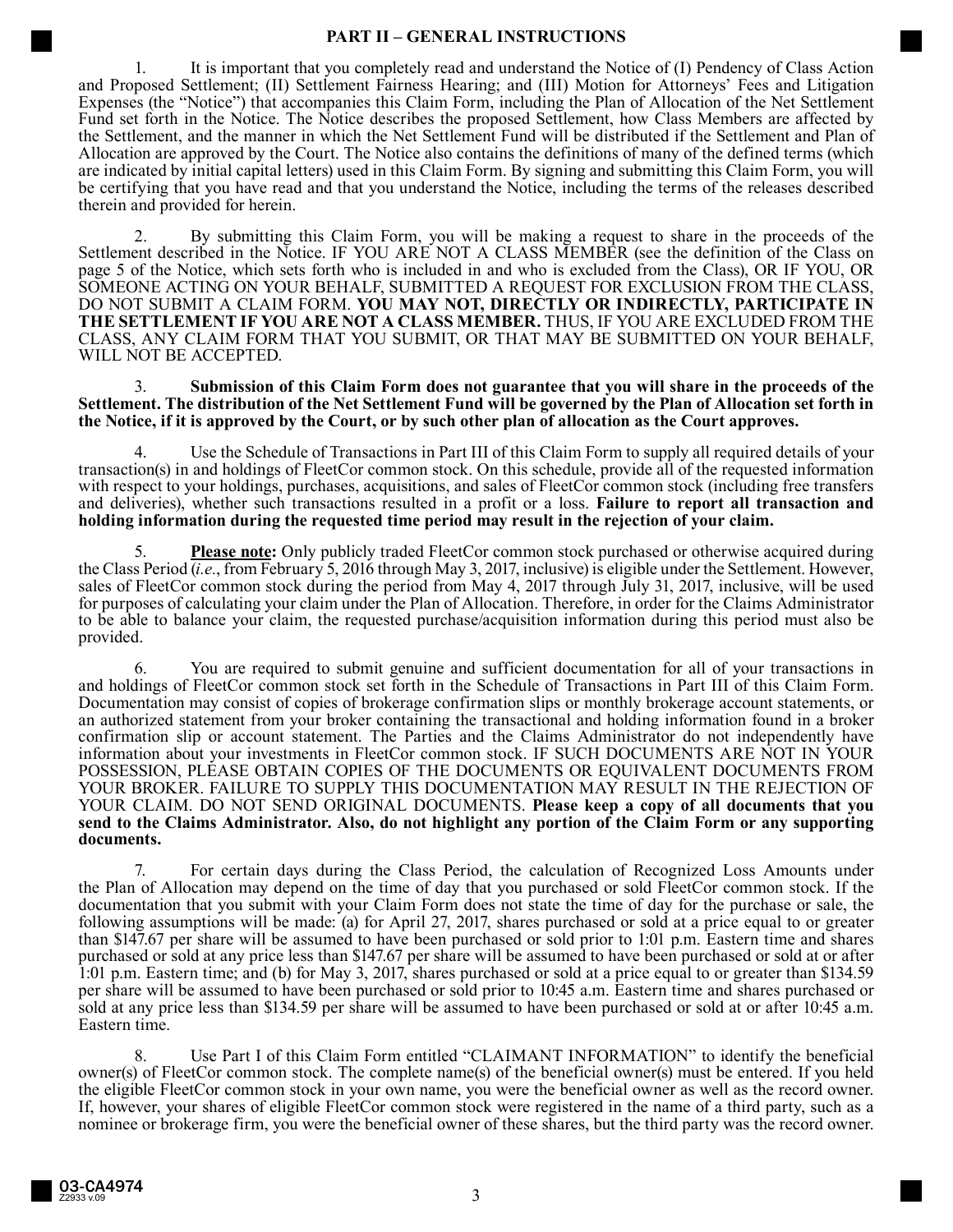## PART II – GENERAL INSTRUCTIONS

1. It is important that you completely read and understand the Notice of (I) Pendency of Class Action and Proposed Settlement; (II) Settlement Fairness Hearing; and (III) Motion for Attorneys' Fees and Litigation Expenses (the "Notice") that accompanies this Claim Form, including the Plan of Allocation of the Net Settlement Fund set forth in the Notice. The Notice describes the proposed Settlement, how Class Members are affected by the Settlement, and the manner in which the Net Settlement Fund will be distributed if the Settlement and Plan of Allocation are approved by the Court. The Notice also contains the definitions of many of the defined terms (which are indicated by initial capital letters) used in this Claim Form. By signing and submitting this Claim Form, you will be certifying that you have read and that you understand the Notice, including the terms of the releases described therein and provided for herein.

2. By submitting this Claim Form, you will be making a request to share in the proceeds of the Settlement described in the Notice. IF YOU ARE NOT A CLASS MEMBER (see the definition of the Class on page 5 of the Notice, which sets forth who is included in and who is excluded from the Class), OR IF YOU, OR SOMEONE ACTING ON YOUR BEHALF, SUBMITTED A REQUEST FOR EXCLUSION FROM THE CLASS, DO NOT SUBMIT A CLAIM FORM. **YOU MAY NOT, DIRECTLY OR INDIRECTLY, PARTICIPATE IN THE SETTLEMENT IF YOU ARE NOT A CLASS MEMBER.** THUS, IF YOU ARE EXCLUDED FROM THE CLASS, ANY CLAIM FORM THAT YOU SUBMIT, OR THAT MAY BE SUBMITTED ON YOUR BEHALF, WILL NOT BE ACCEPTED.

3. **Submission of this Claim Form does not guarantee that you will share in the proceeds of the Settlement. The distribution of the Net Settlement Fund will be governed by the Plan of Allocation set forth in the Notice, if it is approved by the Court, or by such other plan of allocation as the Court approves.**

4. Use the Schedule of Transactions in Part III of this Claim Form to supply all required details of your transaction(s) in and holdings of FleetCor common stock. On this schedule, provide all of the requested information with respect to your holdings, purchases, acquisitions, and sales of FleetCor common stock (including free transfers and deliveries), whether such transactions resulted in a profit or a loss. **Failure to report all transaction and holding information during the requested time period may result in the rejection of your claim.**

5. **Please note:** Only publicly traded FleetCor common stock purchased or otherwise acquired during the Class Period (*i.e.*, from February 5, 2016 through May 3, 2017, inclusive) is eligible under the Settlement. However, sales of FleetCor common stock during the period from May 4, 2017 through July 31, 2017, inclusive, will be used for purposes of calculating your claim under the Plan of Allocation. Therefore, in order for the Claims Administrator to be able to balance your claim, the requested purchase/acquisition information during this period must also be provided.

6. You are required to submit genuine and sufficient documentation for all of your transactions in and holdings of FleetCor common stock set forth in the Schedule of Transactions in Part III of this Claim Form. Documentation may consist of copies of brokerage confirmation slips or monthly brokerage account statements, or an authorized statement from your broker containing the transactional and holding information found in a broker confirmation slip or account statement. The Parties and the Claims Administrator do not independently have information about your investments in FleetCor common stock. IF SUCH DOCUMENTS ARE NOT IN YOUR POSSESSION, PLEASE OBTAIN COPIES OF THE DOCUMENTS OR EQUIVALENT DOCUMENTS FROM YOUR BROKER. FAILURE TO SUPPLY THIS DOCUMENTATION MAY RESULT IN THE REJECTION OF YOUR CLAIM. DO NOT SEND ORIGINAL DOCUMENTS. **Please keep a copy of all documents that you send to the Claims Administrator. Also, do not highlight any portion of the Claim Form or any supporting documents.**

7. For certain days during the Class Period, the calculation of Recognized Loss Amounts under the Plan of Allocation may depend on the time of day that you purchased or sold FleetCor common stock. If the documentation that you submit with your Claim Form does not state the time of day for the purchase or sale, the following assumptions will be made: (a) for April 27, 2017, shares purchased or sold at a price equal to or greater than $147.67 per share will be assumed to have been purchased or sold prior to 1:01 p.m. Eastern time and shares purchased or sold at any price less than $147.67 per share will be assumed to have been purchased or sold at or after 1:01 p.m. Eastern time; and (b) for May 3, 2017, shares purchased or sold at a price equal to or greater than $134.59 per share will be assumed to have been purchased or sold prior to 10:45 a.m. Eastern time and shares purchased or sold at any price less than $134.59 per share will be assumed to have been purchased or sold at or after 10:45 a.m. Eastern time.

8. Use Part I of this Claim Form entitled "CLAIMANT INFORMATION" to identify the beneficial owner(s) of FleetCor common stock. The complete name(s) of the beneficial owner(s) must be entered. If you held the eligible FleetCor common stock in your own name, you were the beneficial owner as well as the record owner. If, however, your shares of eligible FleetCor common stock were registered in the name of a third party, such as a nominee or brokerage firm, you were the beneficial owner of these shares, but the third party was the record owner.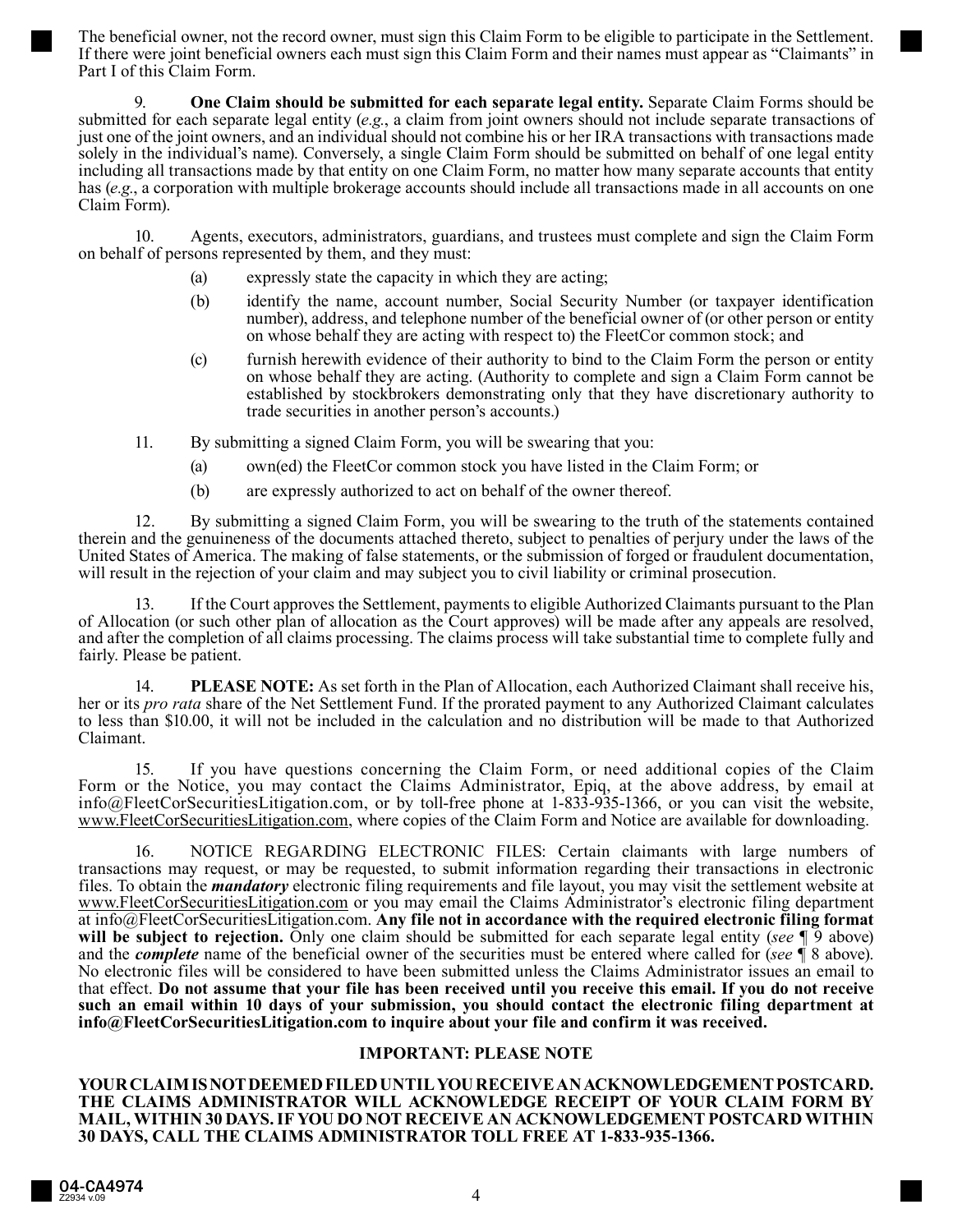The beneficial owner, not the record owner, must sign this Claim Form to be eligible to participate in the Settlement. If there were joint beneficial owners each must sign this Claim Form and their names must appear as "Claimants" in Part I of this Claim Form.

9. **One Claim should be submitted for each separate legal entity.** Separate Claim Forms should be submitted for each separate legal entity (*e.g.*, a claim from joint owners should not include separate transactions of just one of the joint owners, and an individual should not combine his or her IRA transactions with transactions made solely in the individual's name). Conversely, a single Claim Form should be submitted on behalf of one legal entity including all transactions made by that entity on one Claim Form, no matter how many separate accounts that entity has (*e.g.*, a corporation with multiple brokerage accounts should include all transactions made in all accounts on one Claim Form).

10. Agents, executors, administrators, guardians, and trustees must complete and sign the Claim Form on behalf of persons represented by them, and they must:

(a) expressly state the capacity in which they are acting;

(b) identify the name, account number, Social Security Number (or taxpayer identification number), address, and telephone number of the beneficial owner of (or other person or entity on whose behalf they are acting with respect to) the FleetCor common stock; and

(c) furnish herewith evidence of their authority to bind to the Claim Form the person or entity on whose behalf they are acting. (Authority to complete and sign a Claim Form cannot be established by stockbrokers demonstrating only that they have discretionary authority to trade securities in another person's accounts.)

11. By submitting a signed Claim Form, you will be swearing that you:

(a) own(ed) the FleetCor common stock you have listed in the Claim Form; or

(b) are expressly authorized to act on behalf of the owner thereof.

12. By submitting a signed Claim Form, you will be swearing to the truth of the statements contained therein and the genuineness of the documents attached thereto, subject to penalties of perjury under the laws of the United States of America. The making of false statements, or the submission of forged or fraudulent documentation, will result in the rejection of your claim and may subject you to civil liability or criminal prosecution.

13. If the Court approves the Settlement, payments to eligible Authorized Claimants pursuant to the Plan of Allocation (or such other plan of allocation as the Court approves) will be made after any appeals are resolved, and after the completion of all claims processing. The claims process will take substantial time to complete fully and fairly. Please be patient.

14. **PLEASE NOTE:** As set forth in the Plan of Allocation, each Authorized Claimant shall receive his, her or its *pro rata* share of the Net Settlement Fund. If the prorated payment to any Authorized Claimant calculates to less than $10.00, it will not be included in the calculation and no distribution will be made to that Authorized Claimant.

15. If you have questions concerning the Claim Form, or need additional copies of the Claim Form or the Notice, you may contact the Claims Administrator, Epiq, at the above address, by email at info@FleetCorSecuritiesLitigation.com, or by toll-free phone at 1-833-935-1366, or you can visit the website, www.FleetCorSecuritiesLitigation.com, where copies of the Claim Form and Notice are available for downloading.

16. NOTICE REGARDING ELECTRONIC FILES: Certain claimants with large numbers of transactions may request, or may be requested, to submit information regarding their transactions in electronic files. To obtain the ***mandatory*** electronic filing requirements and file layout, you may visit the settlement website at www.FleetCorSecuritiesLitigation.com or you may email the Claims Administrator's electronic filing department at info@FleetCorSecuritiesLitigation.com. **Any file not in accordance with the required electronic filing format will be subject to rejection.** Only one claim should be submitted for each separate legal entity (*see* ¶ 9 above) and the ***complete*** name of the beneficial owner of the securities must be entered where called for (*see* ¶ 8 above). No electronic files will be considered to have been submitted unless the Claims Administrator issues an email to that effect. **Do not assume that your file has been received until you receive this email. If you do not receive such an email within 10 days of your submission, you should contact the electronic filing department at info@FleetCorSecuritiesLitigation.com to inquire about your file and confirm it was received.**

**IMPORTANT: PLEASE NOTE**

**YOUR CLAIM IS NOT DEEMED FILED UNTIL YOU RECEIVE AN ACKNOWLEDGEMENT POSTCARD. THE CLAIMS ADMINISTRATOR WILL ACKNOWLEDGE RECEIPT OF YOUR CLAIM FORM BY MAIL, WITHIN 30 DAYS. IF YOU DO NOT RECEIVE AN ACKNOWLEDGEMENT POSTCARD WITHIN 30 DAYS, CALL THE CLAIMS ADMINISTRATOR TOLL FREE AT 1-833-935-1366.**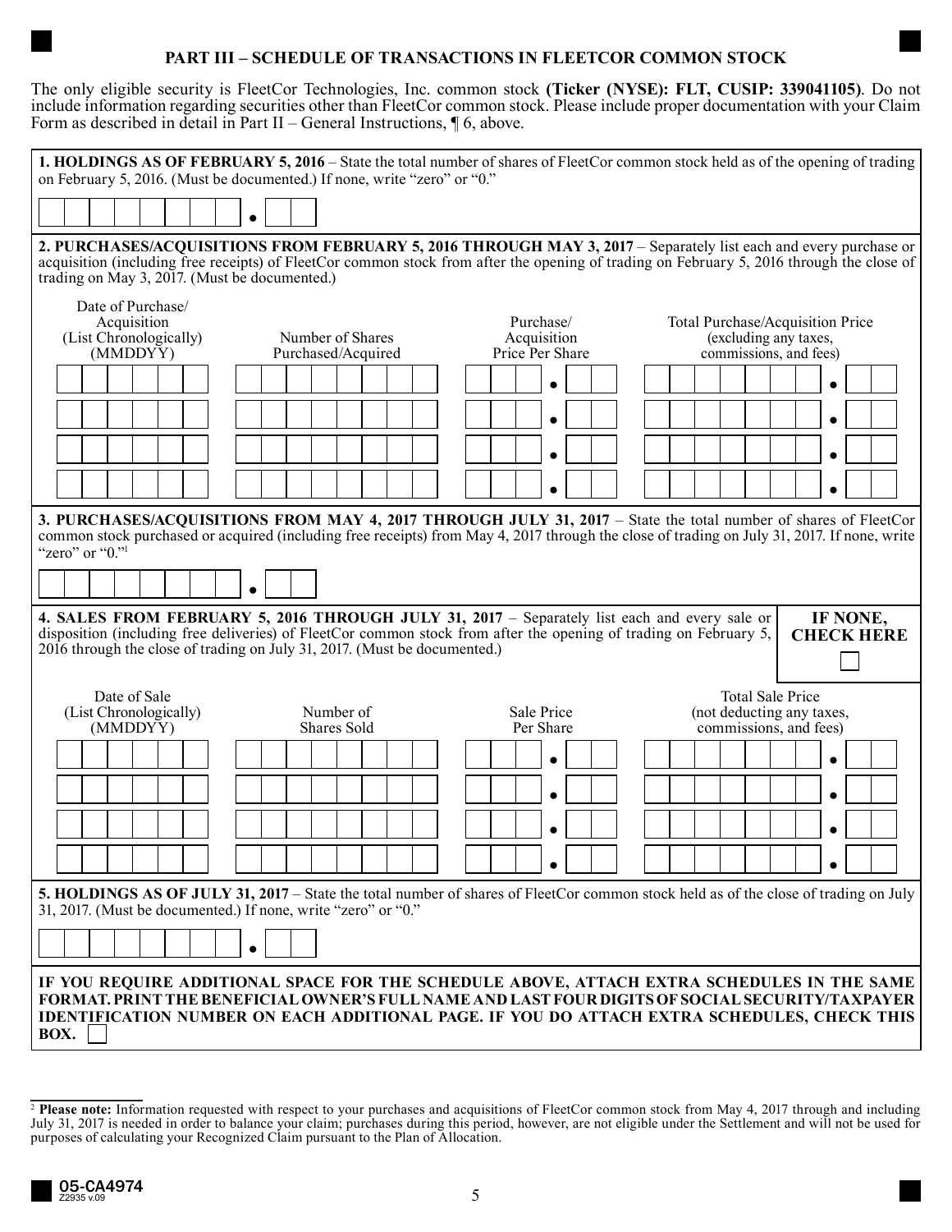## PART III – SCHEDULE OF TRANSACTIONS IN FLEETCOR COMMON STOCK

The only eligible security is FleetCor Technologies, Inc. common stock **(Ticker (NYSE): FLT, CUSIP: 339041105)**. Do not include information regarding securities other than FleetCor common stock. Please include proper documentation with your Claim Form as described in detail in Part II – General Instructions, ¶ 6, above.

**1. HOLDINGS AS OF FEBRUARY 5, 2016** – State the total number of shares of FleetCor common stock held as of the opening of trading on February 5, 2016. (Must be documented.) If none, write "zero" or "0."

_______________ . ____

**2. PURCHASES/ACQUISITIONS FROM FEBRUARY 5, 2016 THROUGH MAY 3, 2017** – Separately list each and every purchase or acquisition (including free receipts) of FleetCor common stock from after the opening of trading on February 5, 2016 through the close of trading on May 3, 2017. (Must be documented.)

| Date of Purchase/ Acquisition (List Chronologically) (MMDDYY) | Number of Shares Purchased/Acquired | Purchase/ Acquisition Price Per Share | Total Purchase/Acquisition Price (excluding any taxes, commissions, and fees) |
|---|---|---|---|
| | | . | . |
| | | . | . |
| | | . | . |
| | | . | . |

**3. PURCHASES/ACQUISITIONS FROM MAY 4, 2017 THROUGH JULY 31, 2017** – State the total number of shares of FleetCor common stock purchased or acquired (including free receipts) from May 4, 2017 through the close of trading on July 31, 2017. If none, write "zero" or "0."[2]

_______________ . ____

**4. SALES FROM FEBRUARY 5, 2016 THROUGH JULY 31, 2017** – Separately list each and every sale or disposition (including free deliveries) of FleetCor common stock from after the opening of trading on February 5, 2016 through the close of trading on July 31, 2017. (Must be documented.)

**IF NONE, CHECK HERE** ☐

| Date of Sale (List Chronologically) (MMDDYY) | Number of Shares Sold | Sale Price Per Share | Total Sale Price (not deducting any taxes, commissions, and fees) |
|---|---|---|---|
| | | . | . |
| | | . | . |
| | | . | . |
| | | . | . |

**5. HOLDINGS AS OF JULY 31, 2017** – State the total number of shares of FleetCor common stock held as of the close of trading on July 31, 2017. (Must be documented.) If none, write "zero" or "0."

_______________ . ____

**IF YOU REQUIRE ADDITIONAL SPACE FOR THE SCHEDULE ABOVE, ATTACH EXTRA SCHEDULES IN THE SAME FORMAT. PRINT THE BENEFICIAL OWNER'S FULL NAME AND LAST FOUR DIGITS OF SOCIAL SECURITY/TAXPAYER IDENTIFICATION NUMBER ON EACH ADDITIONAL PAGE. IF YOU DO ATTACH EXTRA SCHEDULES, CHECK THIS BOX.** ☐

---

[2] **Please note:** Information requested with respect to your purchases and acquisitions of FleetCor common stock from May 4, 2017 through and including July 31, 2017 is needed in order to balance your claim; purchases during this period, however, are not eligible under the Settlement and will not be used for purposes of calculating your Recognized Claim pursuant to the Plan of Allocation.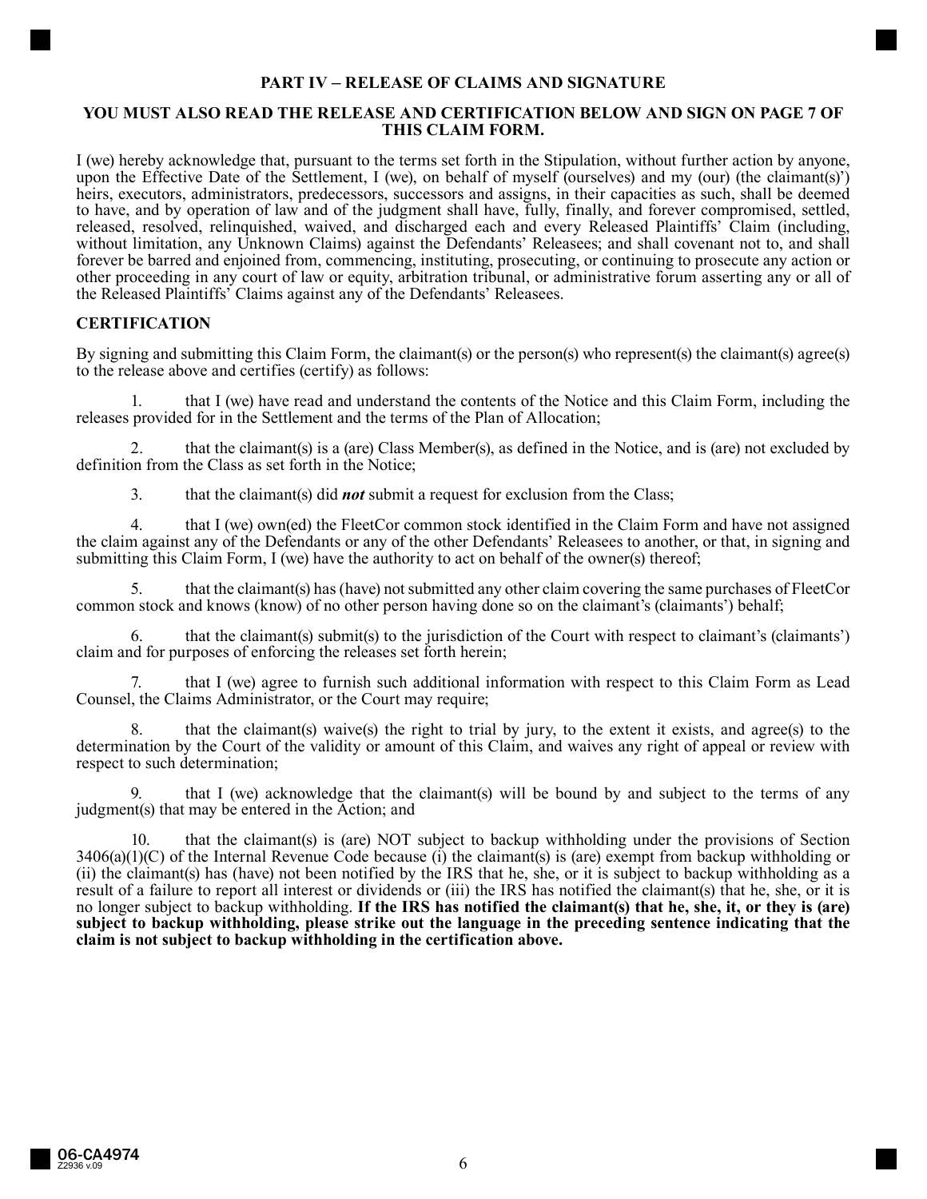## PART IV – RELEASE OF CLAIMS AND SIGNATURE

**YOU MUST ALSO READ THE RELEASE AND CERTIFICATION BELOW AND SIGN ON PAGE 7 OF THIS CLAIM FORM.**

I (we) hereby acknowledge that, pursuant to the terms set forth in the Stipulation, without further action by anyone, upon the Effective Date of the Settlement, I (we), on behalf of myself (ourselves) and my (our) (the claimant(s)') heirs, executors, administrators, predecessors, successors and assigns, in their capacities as such, shall be deemed to have, and by operation of law and of the judgment shall have, fully, finally, and forever compromised, settled, released, resolved, relinquished, waived, and discharged each and every Released Plaintiffs' Claim (including, without limitation, any Unknown Claims) against the Defendants' Releasees; and shall covenant not to, and shall forever be barred and enjoined from, commencing, instituting, prosecuting, or continuing to prosecute any action or other proceeding in any court of law or equity, arbitration tribunal, or administrative forum asserting any or all of the Released Plaintiffs' Claims against any of the Defendants' Releasees.

### CERTIFICATION

By signing and submitting this Claim Form, the claimant(s) or the person(s) who represent(s) the claimant(s) agree(s) to the release above and certifies (certify) as follows:

1. that I (we) have read and understand the contents of the Notice and this Claim Form, including the releases provided for in the Settlement and the terms of the Plan of Allocation;

2. that the claimant(s) is a (are) Class Member(s), as defined in the Notice, and is (are) not excluded by definition from the Class as set forth in the Notice;

3. that the claimant(s) did ***not*** submit a request for exclusion from the Class;

4. that I (we) own(ed) the FleetCor common stock identified in the Claim Form and have not assigned the claim against any of the Defendants or any of the other Defendants' Releasees to another, or that, in signing and submitting this Claim Form, I (we) have the authority to act on behalf of the owner(s) thereof;

5. that the claimant(s) has (have) not submitted any other claim covering the same purchases of FleetCor common stock and knows (know) of no other person having done so on the claimant's (claimants') behalf;

6. that the claimant(s) submit(s) to the jurisdiction of the Court with respect to claimant's (claimants') claim and for purposes of enforcing the releases set forth herein;

7. that I (we) agree to furnish such additional information with respect to this Claim Form as Lead Counsel, the Claims Administrator, or the Court may require;

8. that the claimant(s) waive(s) the right to trial by jury, to the extent it exists, and agree(s) to the determination by the Court of the validity or amount of this Claim, and waives any right of appeal or review with respect to such determination;

9. that I (we) acknowledge that the claimant(s) will be bound by and subject to the terms of any judgment(s) that may be entered in the Action; and

10. that the claimant(s) is (are) NOT subject to backup withholding under the provisions of Section 3406(a)(1)(C) of the Internal Revenue Code because (i) the claimant(s) is (are) exempt from backup withholding or (ii) the claimant(s) has (have) not been notified by the IRS that he, she, or it is subject to backup withholding as a result of a failure to report all interest or dividends or (iii) the IRS has notified the claimant(s) that he, she, or it is no longer subject to backup withholding. **If the IRS has notified the claimant(s) that he, she, it, or they is (are) subject to backup withholding, please strike out the language in the preceding sentence indicating that the claim is not subject to backup withholding in the certification above.**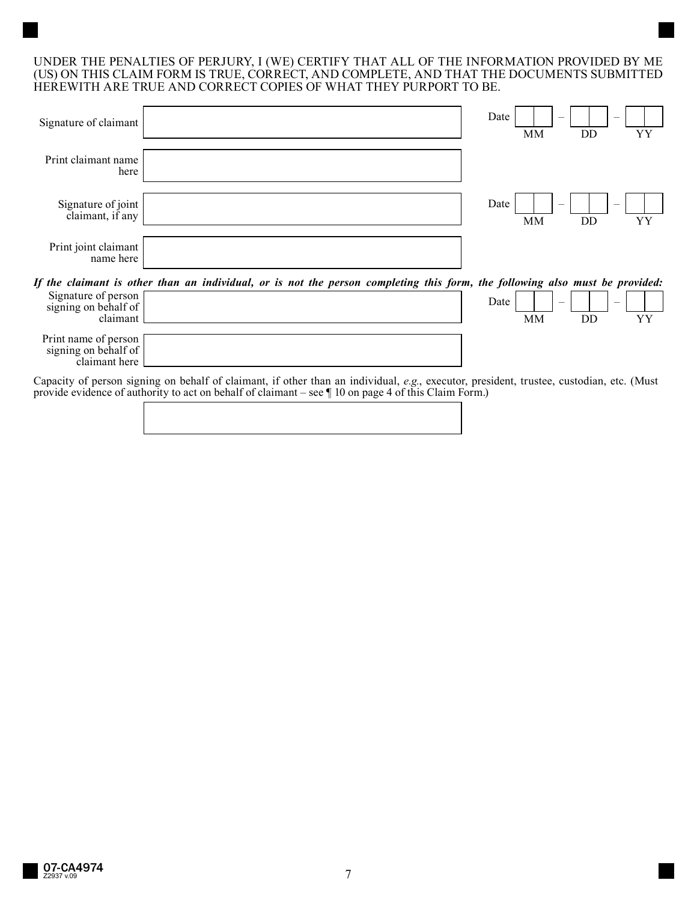UNDER THE PENALTIES OF PERJURY, I (WE) CERTIFY THAT ALL OF THE INFORMATION PROVIDED BY ME (US) ON THIS CLAIM FORM IS TRUE, CORRECT, AND COMPLETE, AND THAT THE DOCUMENTS SUBMITTED HEREWITH ARE TRUE AND CORRECT COPIES OF WHAT THEY PURPORT TO BE.

Signature of claimant ______________________ Date ___ – ___ – ___ (MM DD YY)

Print claimant name here ______________________

Signature of joint claimant, if any ______________________ Date ___ – ___ – ___ (MM DD YY)

Print joint claimant name here ______________________

***If the claimant is other than an individual, or is not the person completing this form, the following also must be provided:***

Signature of person signing on behalf of claimant ______________________ Date ___ – ___ – ___ (MM DD YY)

Print name of person signing on behalf of claimant here ______________________

Capacity of person signing on behalf of claimant, if other than an individual, *e.g.*, executor, president, trustee, custodian, etc. (Must provide evidence of authority to act on behalf of claimant – see ¶ 10 on page 4 of this Claim Form.)

______________________

07-CA4974
Z2937 v.09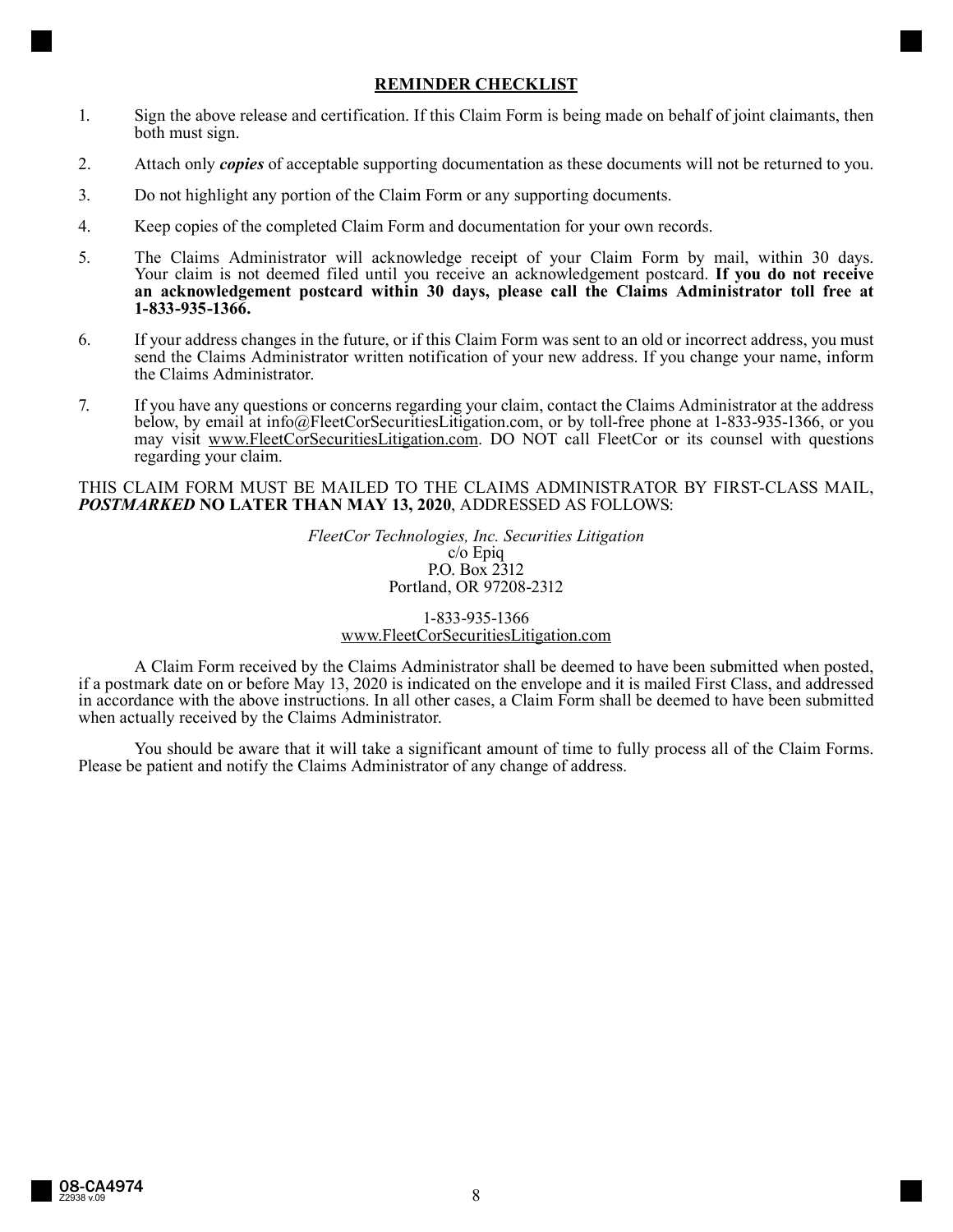## REMINDER CHECKLIST

1. Sign the above release and certification. If this Claim Form is being made on behalf of joint claimants, then both must sign.
2. Attach only ***copies*** of acceptable supporting documentation as these documents will not be returned to you.
3. Do not highlight any portion of the Claim Form or any supporting documents.
4. Keep copies of the completed Claim Form and documentation for your own records.
5. The Claims Administrator will acknowledge receipt of your Claim Form by mail, within 30 days. Your claim is not deemed filed until you receive an acknowledgement postcard. **If you do not receive an acknowledgement postcard within 30 days, please call the Claims Administrator toll free at 1-833-935-1366.**
6. If your address changes in the future, or if this Claim Form was sent to an old or incorrect address, you must send the Claims Administrator written notification of your new address. If you change your name, inform the Claims Administrator.
7. If you have any questions or concerns regarding your claim, contact the Claims Administrator at the address below, by email at info@FleetCorSecuritiesLitigation.com, or by toll-free phone at 1-833-935-1366, or you may visit www.FleetCorSecuritiesLitigation.com. DO NOT call FleetCor or its counsel with questions regarding your claim.

THIS CLAIM FORM MUST BE MAILED TO THE CLAIMS ADMINISTRATOR BY FIRST-CLASS MAIL, ***POSTMARKED*** **NO LATER THAN MAY 13, 2020**, ADDRESSED AS FOLLOWS:

*FleetCor Technologies, Inc. Securities Litigation*
c/o Epiq
P.O. Box 2312
Portland, OR 97208-2312

1-833-935-1366
www.FleetCorSecuritiesLitigation.com

A Claim Form received by the Claims Administrator shall be deemed to have been submitted when posted, if a postmark date on or before May 13, 2020 is indicated on the envelope and it is mailed First Class, and addressed in accordance with the above instructions. In all other cases, a Claim Form shall be deemed to have been submitted when actually received by the Claims Administrator.

You should be aware that it will take a significant amount of time to fully process all of the Claim Forms. Please be patient and notify the Claims Administrator of any change of address.

08-CA4974
Z2938 v.09